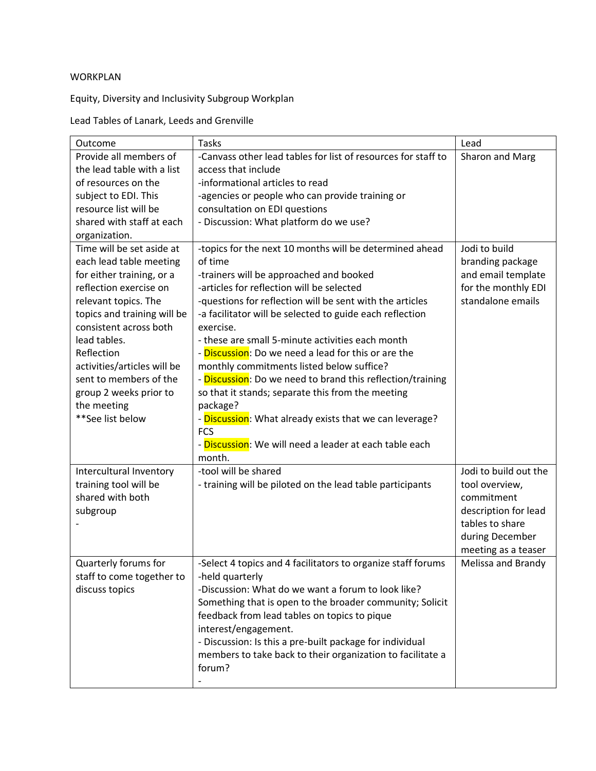WORKPLAN

Equity, Diversity and Inclusivity Subgroup Workplan

Lead Tables of Lanark, Leeds and Grenville

| Outcome | Tasks | Lead |
|---|---|---|
| Provide all members of the lead table with a list of resources on the subject to EDI. This resource list will be shared with staff at each organization. | -Canvass other lead tables for list of resources for staff to access that include<br>-informational articles to read<br>-agencies or people who can provide training or consultation on EDI questions<br>- Discussion: What platform do we use? | Sharon and Marg |
| Time will be set aside at each lead table meeting for either training, or a reflection exercise on relevant topics. The topics and training will be consistent across both lead tables.<br>Reflection activities/articles will be sent to members of the group 2 weeks prior to the meeting<br>**See list below | -topics for the next 10 months will be determined ahead of time<br>-trainers will be approached and booked<br>-articles for reflection will be selected<br>-questions for reflection will be sent with the articles<br>-a facilitator will be selected to guide each reflection exercise.<br>- these are small 5-minute activities each month<br>- Discussion: Do we need a lead for this or are the monthly commitments listed below suffice?<br>- Discussion: Do we need to brand this reflection/training so that it stands; separate this from the meeting package?<br>- Discussion: What already exists that we can leverage? FCS<br>- Discussion: We will need a leader at each table each month. | Jodi to build branding package and email template for the monthly EDI standalone emails |
| Intercultural Inventory training tool will be shared with both subgroup<br>- | -tool will be shared<br>- training will be piloted on the lead table participants | Jodi to build out the tool overview, commitment description for lead tables to share during December meeting as a teaser |
| Quarterly forums for staff to come together to discuss topics | -Select 4 topics and 4 facilitators to organize staff forums<br>-held quarterly<br>-Discussion: What do we want a forum to look like? Something that is open to the broader community; Solicit feedback from lead tables on topics to pique interest/engagement.<br>- Discussion: Is this a pre-built package for individual members to take back to their organization to facilitate a forum?<br>- | Melissa and Brandy |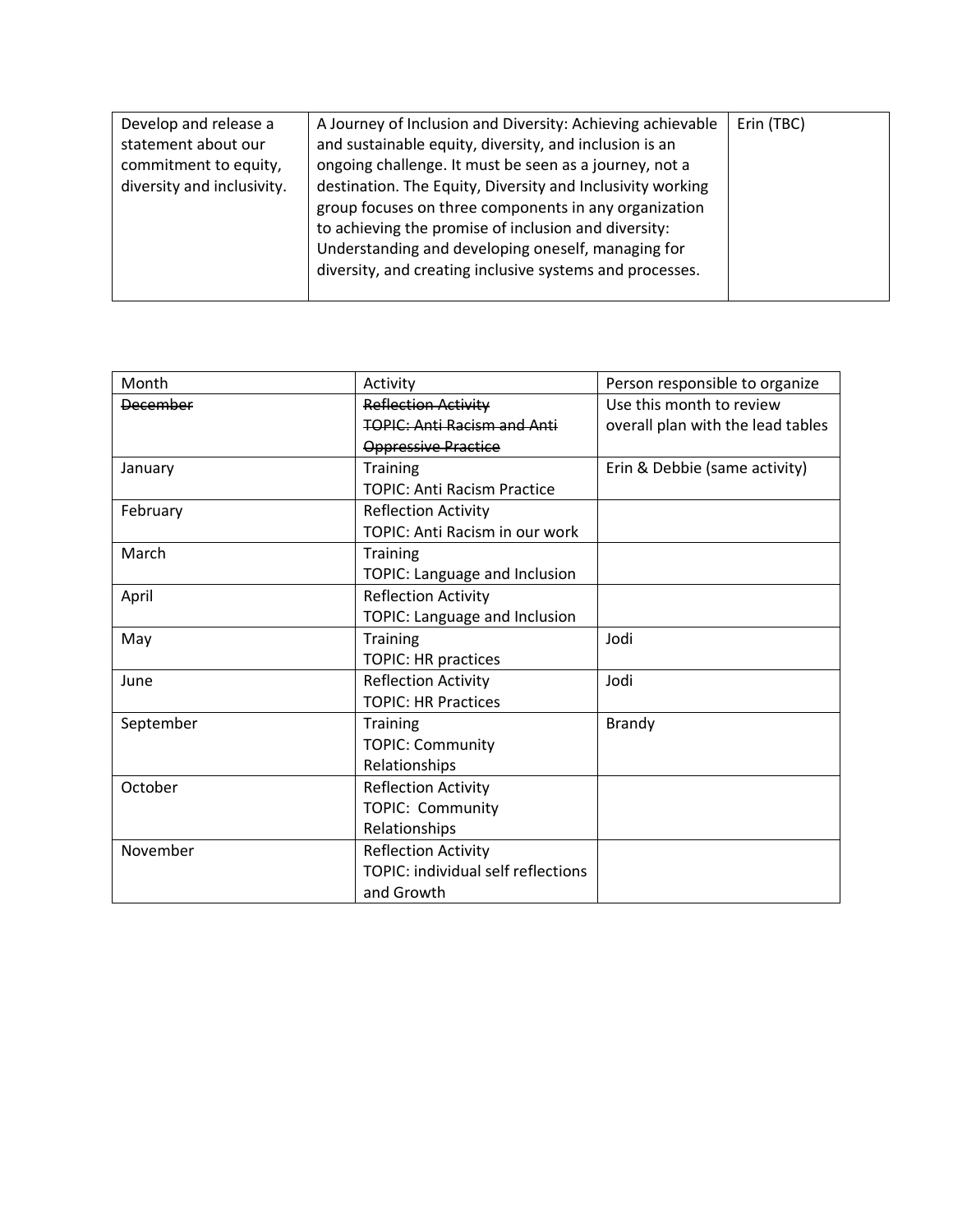| | | |
|---|---|---|
| Develop and release a statement about our commitment to equity, diversity and inclusivity. | A Journey of Inclusion and Diversity: Achieving achievable and sustainable equity, diversity, and inclusion is an ongoing challenge. It must be seen as a journey, not a destination. The Equity, Diversity and Inclusivity working group focuses on three components in any organization to achieving the promise of inclusion and diversity: Understanding and developing oneself, managing for diversity, and creating inclusive systems and processes. | Erin (TBC) |

| Month | Activity | Person responsible to organize |
|---|---|---|
| ~~December~~ | ~~Reflection Activity~~<br>~~TOPIC: Anti Racism and Anti Oppressive Practice~~ | Use this month to review overall plan with the lead tables |
| January | Training<br>TOPIC: Anti Racism Practice | Erin & Debbie (same activity) |
| February | Reflection Activity<br>TOPIC: Anti Racism in our work | |
| March | Training<br>TOPIC: Language and Inclusion | |
| April | Reflection Activity<br>TOPIC: Language and Inclusion | |
| May | Training<br>TOPIC: HR practices | Jodi |
| June | Reflection Activity<br>TOPIC: HR Practices | Jodi |
| September | Training<br>TOPIC: Community Relationships | Brandy |
| October | Reflection Activity<br>TOPIC: Community Relationships | |
| November | Reflection Activity<br>TOPIC: individual self reflections and Growth | |